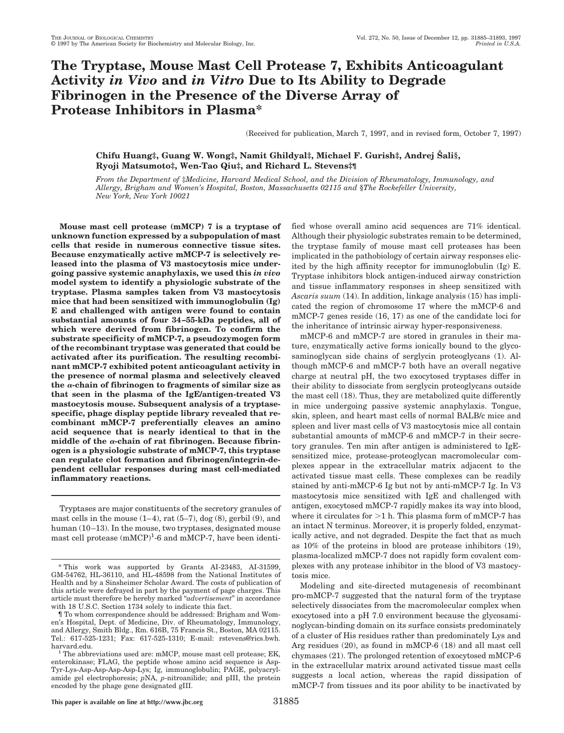# The Tryptase, Mouse Mast Cell Protease 7, Exhibits Anticoagulant Activity *in Vivo* and *in Vitro* Due to Its Ability to Degrade Fibrinogen in the Presence of the Diverse Array of Protease Inhibitors in Plasma*

(Received for publication, March 7, 1997, and in revised form, October 7, 1997)

**Chifu Huang‡, Guang W. Wong‡, Namit Ghildyal‡, Michael F. Gurish‡, Andrej Šali§, Ryoji Matsumoto‡, Wen-Tao Qiu‡, and Richard L. Stevens‡¶**

*From the Department of ‡Medicine, Harvard Medical School, and the Division of Rheumatology, Immunology, and Allergy, Brigham and Women's Hospital, Boston, Massachusetts 02115 and §The Rockefeller University, New York, New York 10021*

**Mouse mast cell protease (mMCP) 7 is a tryptase of unknown function expressed by a subpopulation of mast cells that reside in numerous connective tissue sites. Because enzymatically active mMCP-7 is selectively released into the plasma of V3 mastocytosis mice undergoing passive systemic anaphylaxis, we used this *in vivo* model system to identify a physiologic substrate of the tryptase. Plasma samples taken from V3 mastocytosis mice that had been sensitized with immunoglobulin (Ig) E and challenged with antigen were found to contain substantial amounts of four 34–55-kDa peptides, all of which were derived from fibrinogen. To confirm the substrate specificity of mMCP-7, a pseudozymogen form of the recombinant tryptase was generated that could be activated after its purification. The resulting recombinant mMCP-7 exhibited potent anticoagulant activity in the presence of normal plasma and selectively cleaved the α-chain of fibrinogen to fragments of similar size as that seen in the plasma of the IgE/antigen-treated V3 mastocytosis mouse. Subsequent analysis of a tryptase-specific, phage display peptide library revealed that recombinant mMCP-7 preferentially cleaves an amino acid sequence that is nearly identical to that in the middle of the α-chain of rat fibrinogen. Because fibrinogen is a physiologic substrate of mMCP-7, this tryptase can regulate clot formation and fibrinogen/integrin-dependent cellular responses during mast cell-mediated inflammatory reactions.**

Tryptases are major constituents of the secretory granules of mast cells in the mouse (1–4), rat (5–7), dog (8), gerbil (9), and human (10–13). In the mouse, two tryptases, designated mouse mast cell protease (mMCP)[1]-6 and mMCP-7, have been identified whose overall amino acid sequences are 71% identical. Although their physiologic substrates remain to be determined, the tryptase family of mouse mast cell proteases has been implicated in the pathobiology of certain airway responses elicited by the high affinity receptor for immunoglobulin (Ig) E. Tryptase inhibitors block antigen-induced airway constriction and tissue inflammatory responses in sheep sensitized with *Ascaris suum* (14). In addition, linkage analysis (15) has implicated the region of chromosome 17 where the mMCP-6 and mMCP-7 genes reside (16, 17) as one of the candidate loci for the inheritance of intrinsic airway hyper-responsiveness.

mMCP-6 and mMCP-7 are stored in granules in their mature, enzymatically active forms ionically bound to the glycosaminoglycan side chains of serglycin proteoglycans (1). Although mMCP-6 and mMCP-7 both have an overall negative charge at neutral pH, the two exocytosed tryptases differ in their ability to dissociate from serglycin proteoglycans outside the mast cell (18). Thus, they are metabolized quite differently in mice undergoing passive systemic anaphylaxis. Tongue, skin, spleen, and heart mast cells of normal BALB/c mice and spleen and liver mast cells of V3 mastocytosis mice all contain substantial amounts of mMCP-6 and mMCP-7 in their secretory granules. Ten min after antigen is administered to IgE-sensitized mice, protease-proteoglycan macromolecular complexes appear in the extracellular matrix adjacent to the activated tissue mast cells. These complexes can be readily stained by anti-mMCP-6 Ig but not by anti-mMCP-7 Ig. In V3 mastocytosis mice sensitized with IgE and challenged with antigen, exocytosed mMCP-7 rapidly makes its way into blood, where it circulates for >1 h. This plasma form of mMCP-7 has an intact N terminus. Moreover, it is properly folded, enzymatically active, and not degraded. Despite the fact that as much as 10% of the proteins in blood are protease inhibitors (19), plasma-localized mMCP-7 does not rapidly form covalent complexes with any protease inhibitor in the blood of V3 mastocytosis mice.

Modeling and site-directed mutagenesis of recombinant pro-mMCP-7 suggested that the natural form of the tryptase selectively dissociates from the macromolecular complex when exocytosed into a pH 7.0 environment because the glycosaminoglycan-binding domain on its surface consists predominately of a cluster of His residues rather than predominately Lys and Arg residues (20), as found in mMCP-6 (18) and all mast cell chymases (21). The prolonged retention of exocytosed mMCP-6 in the extracellular matrix around activated tissue mast cells suggests a local action, whereas the rapid dissipation of mMCP-7 from tissues and its poor ability to be inactivated by

---

* This work was supported by Grants AI-23483, AI-31599, GM-54762, HL-36110, and HL-48598 from the National Institutes of Health and by a Sinsheimer Scholar Award. The costs of publication of this article were defrayed in part by the payment of page charges. This article must therefore be hereby marked "*advertisement*" in accordance with 18 U.S.C. Section 1734 solely to indicate this fact.

¶ To whom correspondence should be addressed: Brigham and Women's Hospital, Dept. of Medicine, Div. of Rheumatology, Immunology, and Allergy, Smith Bldg., Rm. 616B, 75 Francis St., Boston, MA 02115. Tel.: 617-525-1231; Fax: 617-525-1310; E-mail: rstevens@rics.bwh.harvard.edu.

[1] The abbreviations used are: mMCP, mouse mast cell protease; EK, enterokinase; FLAG, the peptide whose amino acid sequence is Asp-Tyr-Lys-Asp-Asp-Asp-Asp-Lys; Ig, immunoglobulin; PAGE, polyacrylamide gel electrophoresis; *p*NA, *p*-nitroanilide; and pIII, the protein encoded by the phage gene designated gIII.

This paper is available on line at http://www.jbc.org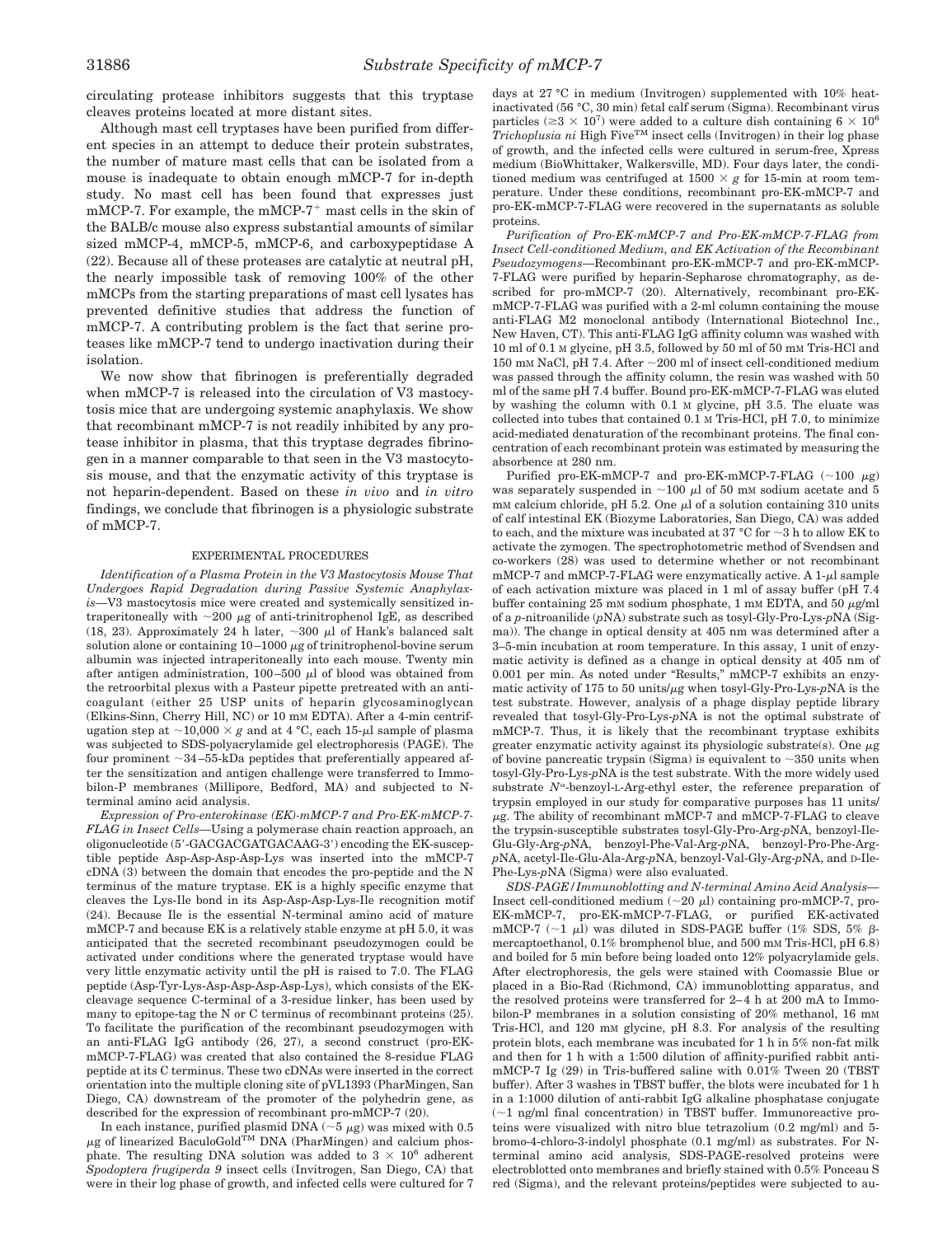circulating protease inhibitors suggests that this tryptase cleaves proteins located at more distant sites.

Although mast cell tryptases have been purified from different species in an attempt to deduce their protein substrates, the number of mature mast cells that can be isolated from a mouse is inadequate to obtain enough mMCP-7 for in-depth study. No mast cell has been found that expresses just mMCP-7. For example, the mMCP-7[+] mast cells in the skin of the BALB/c mouse also express substantial amounts of similar sized mMCP-4, mMCP-5, mMCP-6, and carboxypeptidase A (22). Because all of these proteases are catalytic at neutral pH, the nearly impossible task of removing 100% of the other mMCPs from the starting preparations of mast cell lysates has prevented definitive studies that address the function of mMCP-7. A contributing problem is the fact that serine proteases like mMCP-7 tend to undergo inactivation during their isolation.

We now show that fibrinogen is preferentially degraded when mMCP-7 is released into the circulation of V3 mastocytosis mice that are undergoing systemic anaphylaxis. We show that recombinant mMCP-7 is not readily inhibited by any protease inhibitor in plasma, that this tryptase degrades fibrinogen in a manner comparable to that seen in the V3 mastocytosis mouse, and that the enzymatic activity of this tryptase is not heparin-dependent. Based on these *in vivo* and *in vitro* findings, we conclude that fibrinogen is a physiologic substrate of mMCP-7.

## EXPERIMENTAL PROCEDURES

*Identification of a Plasma Protein in the V3 Mastocytosis Mouse That Undergoes Rapid Degradation during Passive Systemic Anaphylaxis*—V3 mastocytosis mice were created and systemically sensitized intraperitoneally with ~200 μg of anti-trinitrophenol IgE, as described (18, 23). Approximately 24 h later, ~300 μl of Hank's balanced salt solution alone or containing 10–1000 μg of trinitrophenol-bovine serum albumin was injected intraperitoneally into each mouse. Twenty min after antigen administration, 100–500 μl of blood was obtained from the retroorbital plexus with a Pasteur pipette pretreated with an anticoagulant (either 25 USP units of heparin glycosaminoglycan (Elkins-Sinn, Cherry Hill, NC) or 10 mM EDTA). After a 4-min centrifugation step at ~10,000 × *g* and at 4 °C, each 15-μl sample of plasma was subjected to SDS-polyacrylamide gel electrophoresis (PAGE). The four prominent ~34–55-kDa peptides that preferentially appeared after the sensitization and antigen challenge were transferred to Immobilon-P membranes (Millipore, Bedford, MA) and subjected to N-terminal amino acid analysis.

*Expression of Pro-enterokinase (EK)-mMCP-7 and Pro-EK-mMCP-7-FLAG in Insect Cells*—Using a polymerase chain reaction approach, an oligonucleotide (5′-GACGACGATGACAAG-3′) encoding the EK-susceptible peptide Asp-Asp-Asp-Asp-Lys was inserted into the mMCP-7 cDNA (3) between the domain that encodes the pro-peptide and the N terminus of the mature tryptase. EK is a highly specific enzyme that cleaves the Lys-Ile bond in its Asp-Asp-Asp-Lys-Ile recognition motif (24). Because Ile is the essential N-terminal amino acid of mature mMCP-7 and because EK is a relatively stable enzyme at pH 5.0, it was anticipated that the secreted recombinant pseudozymogen could be activated under conditions where the generated tryptase would have very little enzymatic activity until the pH is raised to 7.0. The FLAG peptide (Asp-Tyr-Lys-Asp-Asp-Asp-Asp-Lys), which consists of the EK-cleavage sequence C-terminal of a 3-residue linker, has been used by many to epitope-tag the N or C terminus of recombinant proteins (25). To facilitate the purification of the recombinant pseudozymogen with an anti-FLAG IgG antibody (26, 27), a second construct (pro-EK-mMCP-7-FLAG) was created that also contained the 8-residue FLAG peptide at its C terminus. These two cDNAs were inserted in the correct orientation into the multiple cloning site of pVL1393 (PharMingen, San Diego, CA) downstream of the promoter of the polyhedrin gene, as described for the expression of recombinant pro-mMCP-7 (20).

In each instance, purified plasmid DNA (~5 μg) was mixed with 0.5 μg of linearized BaculoGold™ DNA (PharMingen) and calcium phosphate. The resulting DNA solution was added to $3 \times 10^6$ adherent *Spodoptera frugiperda 9* insect cells (Invitrogen, San Diego, CA) that were in their log phase of growth, and infected cells were cultured for 7 days at 27 °C in medium (Invitrogen) supplemented with 10% heat-inactivated (56 °C, 30 min) fetal calf serum (Sigma). Recombinant virus particles (≥$3 \times 10^7$) were added to a culture dish containing $6 \times 10^6$ *Trichoplusia ni* High Five™ insect cells (Invitrogen) in their log phase of growth, and the infected cells were cultured in serum-free, Xpress medium (BioWhittaker, Walkersville, MD). Four days later, the conditioned medium was centrifuged at 1500 × *g* for 15-min at room temperature. Under these conditions, recombinant pro-EK-mMCP-7 and pro-EK-mMCP-7-FLAG were recovered in the supernatants as soluble proteins.

*Purification of Pro-EK-mMCP-7 and Pro-EK-mMCP-7-FLAG from Insect Cell-conditioned Medium, and EK Activation of the Recombinant Pseudozymogens*—Recombinant pro-EK-mMCP-7 and pro-EK-mMCP-7-FLAG were purified by heparin-Sepharose chromatography, as described for pro-mMCP-7 (20). Alternatively, recombinant pro-EK-mMCP-7-FLAG was purified with a 2-ml column containing the mouse anti-FLAG M2 monoclonal antibody (International Biotechnol Inc., New Haven, CT). This anti-FLAG IgG affinity column was washed with 10 ml of 0.1 M glycine, pH 3.5, followed by 50 ml of 50 mM Tris-HCl and 150 mM NaCl, pH 7.4. After ~200 ml of insect cell-conditioned medium was passed through the affinity column, the resin was washed with 50 ml of the same pH 7.4 buffer. Bound pro-EK-mMCP-7-FLAG was eluted by washing the column with 0.1 M glycine, pH 3.5. The eluate was collected into tubes that contained 0.1 M Tris-HCl, pH 7.0, to minimize acid-mediated denaturation of the recombinant proteins. The final concentration of each recombinant protein was estimated by measuring the absorbence at 280 nm.

Purified pro-EK-mMCP-7 and pro-EK-mMCP-7-FLAG (~100 μg) was separately suspended in ~100 μl of 50 mM sodium acetate and 5 mM calcium chloride, pH 5.2. One μl of a solution containing 310 units of calf intestinal EK (Biozyme Laboratories, San Diego, CA) was added to each, and the mixture was incubated at 37 °C for ~3 h to allow EK to activate the zymogen. The spectrophotometric method of Svendsen and co-workers (28) was used to determine whether or not recombinant mMCP-7 and mMCP-7-FLAG were enzymatically active. A 1-μl sample of each activation mixture was placed in 1 ml of assay buffer (pH 7.4 buffer containing 25 mM sodium phosphate, 1 mM EDTA, and 50 μg/ml of a *p*-nitroanilide (*p*NA) substrate such as tosyl-Gly-Pro-Lys-*p*NA (Sigma)). The change in optical density at 405 nm was determined after a 3–5-min incubation at room temperature. In this assay, 1 unit of enzymatic activity is defined as a change in optical density at 405 nm of 0.001 per min. As noted under "Results," mMCP-7 exhibits an enzymatic activity of 175 to 50 units/μg when tosyl-Gly-Pro-Lys-*p*NA is the test substrate. However, analysis of a phage display peptide library revealed that tosyl-Gly-Pro-Lys-*p*NA is not the optimal substrate of mMCP-7. Thus, it is likely that the recombinant tryptase exhibits greater enzymatic activity against its physiologic substrate(s). One μg of bovine pancreatic trypsin (Sigma) is equivalent to ~350 units when tosyl-Gly-Pro-Lys-*p*NA is the test substrate. With the more widely used substrate $N^{\alpha}$-benzoyl-L-Arg-ethyl ester, the reference preparation of trypsin employed in our study for comparative purposes has 11 units/μg. The ability of recombinant mMCP-7 and mMCP-7-FLAG to cleave the trypsin-susceptible substrates tosyl-Gly-Pro-Arg-*p*NA, benzoyl-Ile-Glu-Gly-Arg-*p*NA, benzoyl-Phe-Val-Arg-*p*NA, benzoyl-Pro-Phe-Arg-*p*NA, acetyl-Ile-Glu-Ala-Arg-*p*NA, benzoyl-Val-Gly-Arg-*p*NA, and D-Ile-Phe-Lys-*p*NA (Sigma) were also evaluated.

*SDS-PAGE/Immunoblotting and N-terminal Amino Acid Analysis*—Insect cell-conditioned medium (~20 μl) containing pro-mMCP-7, pro-EK-mMCP-7, pro-EK-mMCP-7-FLAG, or purified EK-activated mMCP-7 (~1 μl) was diluted in SDS-PAGE buffer (5% SDS, 5% β-mercaptoethanol, 0.1% bromphenol blue, and 500 mM Tris-HCl, pH 6.8) and boiled for 5 min before being loaded onto 12% polyacrylamide gels. After electrophoresis, the gels were stained with Coomassie Blue or placed in a Bio-Rad (Richmond, CA) immunoblotting apparatus, and the resolved proteins were transferred for 2–4 h at 200 mA to Immobilon-P membranes in a solution consisting of 20% methanol, 16 mM Tris-HCl, and 120 mM glycine, pH 8.3. For analysis of the resulting protein blots, each membrane was incubated for 1 h in 5% non-fat milk and then for 1 h with a 1:500 dilution of affinity-purified rabbit anti-mMCP-7 Ig (29) in Tris-buffered saline with 0.01% Tween 20 (TBST buffer). After 3 washes in TBST buffer, the blots were incubated for 1 h in a 1:1000 dilution of anti-rabbit IgG alkaline phosphatase conjugate (~1 ng/ml final concentration) in TBST buffer. Immunoreactive proteins were visualized with nitro blue tetrazolium (0.2 mg/ml) and 5-bromo-4-chloro-3-indolyl phosphate (0.1 mg/ml) as substrates. For N-terminal amino acid analysis, SDS-PAGE-resolved proteins were electroblotted onto membranes and briefly stained with 0.5% Ponceau S red (Sigma), and the relevant proteins/peptides were subjected to au-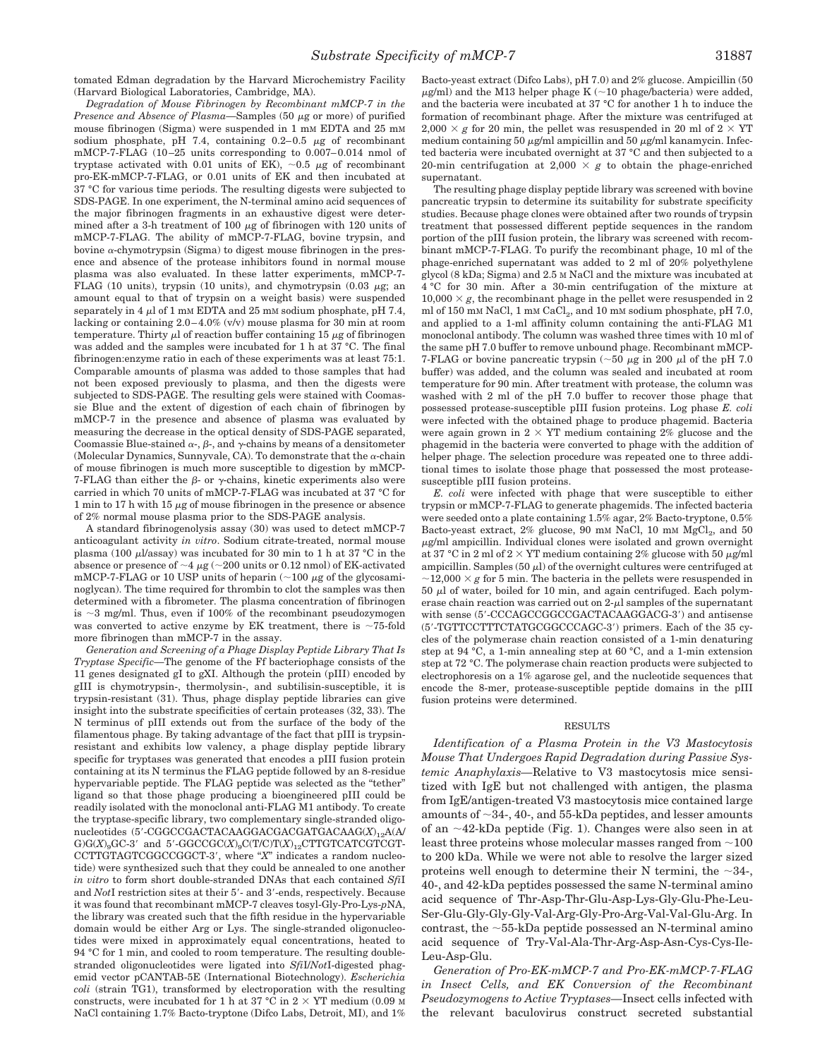tomated Edman degradation by the Harvard Microchemistry Facility (Harvard Biological Laboratories, Cambridge, MA).

*Degradation of Mouse Fibrinogen by Recombinant mMCP-7 in the Presence and Absence of Plasma*—Samples (50 μg or more) of purified mouse fibrinogen (Sigma) were suspended in 1 mM EDTA and 25 mM sodium phosphate, pH 7.4, containing 0.2–0.5 μg of recombinant mMCP-7-FLAG (10–25 units corresponding to 0.007–0.014 nmol of tryptase activated with 0.01 units of EK), ~0.5 μg of recombinant pro-EK-mMCP-7-FLAG, or 0.01 units of EK and then incubated at 37 °C for various time periods. The resulting digests were subjected to SDS-PAGE. In one experiment, the N-terminal amino acid sequences of the major fibrinogen fragments in an exhaustive digest were determined after a 3-h treatment of 100 μg of fibrinogen with 120 units of mMCP-7-FLAG. The ability of mMCP-7-FLAG, bovine trypsin, and bovine α-chymotrypsin (Sigma) to digest mouse fibrinogen in the presence and absence of the protease inhibitors found in normal mouse plasma was also evaluated. In these latter experiments, mMCP-7-FLAG (10 units), trypsin (10 units), and chymotrypsin (0.03 μg; an amount equal to that of trypsin on a weight basis) were suspended separately in 4 μl of 1 mM EDTA and 25 mM sodium phosphate, pH 7.4, lacking or containing 2.0–4.0% (v/v) mouse plasma for 30 min at room temperature. Thirty μl of reaction buffer containing 15 μg of fibrinogen was added and the samples were incubated for 1 h at 37 °C. The final fibrinogen:enzyme ratio in each of these experiments was at least 75:1. Comparable amounts of plasma was added to those samples that had not been exposed previously to plasma, and then the digests were subjected to SDS-PAGE. The resulting gels were stained with Coomassie Blue and the extent of digestion of each chain of fibrinogen by mMCP-7 in the presence and absence of plasma was evaluated by measuring the decrease in the optical density of SDS-PAGE separated, Coomassie Blue-stained α-, β-, and γ-chains by means of a densitometer (Molecular Dynamics, Sunnyvale, CA). To demonstrate that the α-chain of mouse fibrinogen is much more susceptible to digestion by mMCP-7-FLAG than either the β- or γ-chains, kinetic experiments also were carried in which 70 units of mMCP-7-FLAG was incubated at 37 °C for 1 min to 17 h with 15 μg of mouse fibrinogen in the presence or absence of 2% normal mouse plasma prior to the SDS-PAGE analysis.

A standard fibrinogenolysis assay (30) was used to detect mMCP-7 anticoagulant activity *in vitro*. Sodium citrate-treated, normal mouse plasma (100 μl/assay) was incubated for 30 min to 1 h at 37 °C in the absence or presence of ~4 μg (~200 units or 0.12 nmol) of EK-activated mMCP-7-FLAG or 10 USP units of heparin (~100 μg of the glycosaminoglycan). The time required for thrombin to clot the samples was then determined with a fibrometer. The plasma concentration of fibrinogen is ~3 mg/ml. Thus, even if 100% of the recombinant pseudozymogen was converted to active enzyme by EK treatment, there is ~75-fold more fibrinogen than mMCP-7 in the assay.

*Generation and Screening of a Phage Display Peptide Library That Is Tryptase Specific*—The genome of the Ff bacteriophage consists of the 11 genes designated gI to gXI. Although the protein (pIII) encoded by gIII is chymotrypsin-, thermolysin-, and subtilisin-susceptible, it is trypsin-resistant (31). Thus, phage display peptide libraries can give insight into the substrate specificities of certain proteases (32, 33). The N terminus of pIII extends out from the surface of the body of the filamentous phage. By taking advantage of the fact that pIII is trypsin-resistant and exhibits low valency, a phage display peptide library specific for tryptases was generated that encodes a pIII fusion protein containing at its N terminus the FLAG peptide followed by an 8-residue hypervariable peptide. The FLAG peptide was selected as the "tether" ligand so that those phage producing a bioengineered pIII could be readily isolated with the monoclonal anti-FLAG M1 antibody. To create the tryptase-specific library, two complementary single-stranded oligonucleotides (5′-CGGCCGACTACAAGGACGACGATGACAAG(*X*)$_{12}$A(A/G)G(*X*)$_9$GC-3′ and 5′-GGCCGC(*X*)$_9$C(T/C)T(*X*)$_{12}$CTTGTCATCGTCGTCCTTGTAGTCGGCCGGCT-3′, where "*X*" indicates a random nucleotide) were synthesized such that they could be annealed to one another *in vitro* to form short double-stranded DNAs that each contained *Sfi*I and *Not*I restriction sites at their 5′- and 3′-ends, respectively. Because it was found that recombinant mMCP-7 cleaves tosyl-Gly-Pro-Lys-*p*NA, the library was created such that the fifth residue in the hypervariable domain would be either Arg or Lys. The single-stranded oligonucleotides were mixed in approximately equal concentrations, heated to 94 °C for 1 min, and cooled to room temperature. The resulting double-stranded oligonucleotides were ligated into *Sfi*I/*Not*I-digested phagemid vector pCANTAB-5E (International Biotechnology). *Escherichia coli* (strain TG1), transformed by electroporation with the resulting constructs, were incubated for 1 h at 37 °C in 2 × YT medium (0.09 M NaCl containing 1.7% Bacto-tryptone (Difco Labs, Detroit, MI), and 1% Bacto-yeast extract (Difco Labs), pH 7.0) and 2% glucose. Ampicillin (50 μg/ml) and the M13 helper phage K (~10 phage/bacteria) were added, and the bacteria were incubated at 37 °C for another 1 h to induce the formation of recombinant phage. After the mixture was centrifuged at 2,000 × *g* for 20 min, the pellet was resuspended in 20 ml of 2 × YT medium containing 50 μg/ml ampicillin and 50 μg/ml kanamycin. Infected bacteria were incubated overnight at 37 °C and then subjected to a 20-min centrifugation at 2,000 × *g* to obtain the phage-enriched supernatant.

The resulting phage display peptide library was screened with bovine pancreatic trypsin to determine its suitability for substrate specificity studies. Because phage clones were obtained after two rounds of trypsin treatment that possessed different peptide sequences in the random portion of the pIII fusion protein, the library was screened with recombinant mMCP-7-FLAG. To purify the recombinant phage, 10 ml of the phage-enriched supernatant was added to 2 ml of 20% polyethylene glycol (8 kDa; Sigma) and 2.5 M NaCl and the mixture was incubated at 4 °C for 30 min. After a 30-min centrifugation of the mixture at 10,000 × *g*, the recombinant phage in the pellet were resuspended in 2 ml of 150 mM NaCl, 1 mM $CaCl_2$, and 10 mM sodium phosphate, pH 7.0, and applied to a 1-ml affinity column containing the anti-FLAG M1 monoclonal antibody. The column was washed three times with 10 ml of the same pH 7.0 buffer to remove unbound phage. Recombinant mMCP-7-FLAG or bovine pancreatic trypsin (~50 μg in 200 μl of the pH 7.0 buffer) was added, and the column was sealed and incubated at room temperature for 90 min. After treatment with protease, the column was washed with 2 ml of the pH 7.0 buffer to recover those phage that possessed protease-susceptible pIII fusion proteins. Log phase *E. coli* were infected with the obtained phage to produce phagemid. Bacteria were again grown in 2 × YT medium containing 2% glucose and the phagemid in the bacteria were converted to phage with the addition of helper phage. The selection procedure was repeated one to three additional times to isolate those phage that possessed the most protease-susceptible pIII fusion proteins.

*E. coli* were infected with phage that were susceptible to either trypsin or mMCP-7-FLAG to generate phagemids. The infected bacteria were seeded onto a plate containing 1.5% agar, 2% Bacto-tryptone, 0.5% Bacto-yeast extract, 2% glucose, 90 mM NaCl, 10 mM $MgCl_2$, and 50 μg/ml ampicillin. Individual clones were isolated and grown overnight at 37 °C in 2 ml of 2 × YT medium containing 2% glucose with 50 μg/ml ampicillin. Samples (50 μl) of the overnight cultures were centrifuged at ~12,000 × *g* for 5 min. The bacteria in the pellets were resuspended in 50 μl of water, boiled for 10 min, and again centrifuged. Each polymerase chain reaction was carried out on 2-μl samples of the supernatant with sense (5′-CCCAGCCGGCCGACTACAAGGACG-3′) and antisense (5′-TGTTCCTTTCTATGCGGCCCAGC-3′) primers. Each of the 35 cycles of the polymerase chain reaction consisted of a 1-min denaturing step at 94 °C, a 1-min annealing step at 60 °C, and a 1-min extension step at 72 °C. The polymerase chain reaction products were subjected to electrophoresis on a 1% agarose gel, and the nucleotide sequences that encode the 8-mer, protease-susceptible peptide domains in the pIII fusion proteins were determined.

## RESULTS

*Identification of a Plasma Protein in the V3 Mastocytosis Mouse That Undergoes Rapid Degradation during Passive Systemic Anaphylaxis*—Relative to V3 mastocytosis mice sensitized with IgE but not challenged with antigen, the plasma from IgE/antigen-treated V3 mastocytosis mice contained large amounts of ~34-, 40-, and 55-kDa peptides, and lesser amounts of an ~42-kDa peptide (Fig. 1). Changes were also seen in at least three proteins whose molecular masses ranged from ~100 to 200 kDa. While we were not able to resolve the larger sized proteins well enough to determine their N termini, the ~34-, 40-, and 42-kDa peptides possessed the same N-terminal amino acid sequence of Thr-Asp-Thr-Glu-Asp-Lys-Gly-Glu-Phe-Leu-Ser-Glu-Gly-Gly-Gly-Val-Arg-Gly-Pro-Arg-Val-Val-Glu-Arg. In contrast, the ~55-kDa peptide possessed an N-terminal amino acid sequence of Try-Val-Ala-Thr-Arg-Asp-Asn-Cys-Cys-Ile-Leu-Asp-Glu.

*Generation of Pro-EK-mMCP-7 and Pro-EK-mMCP-7-FLAG in Insect Cells, and EK Conversion of the Recombinant Pseudozymogens to Active Tryptases*—Insect cells infected with the relevant baculovirus construct secreted substantial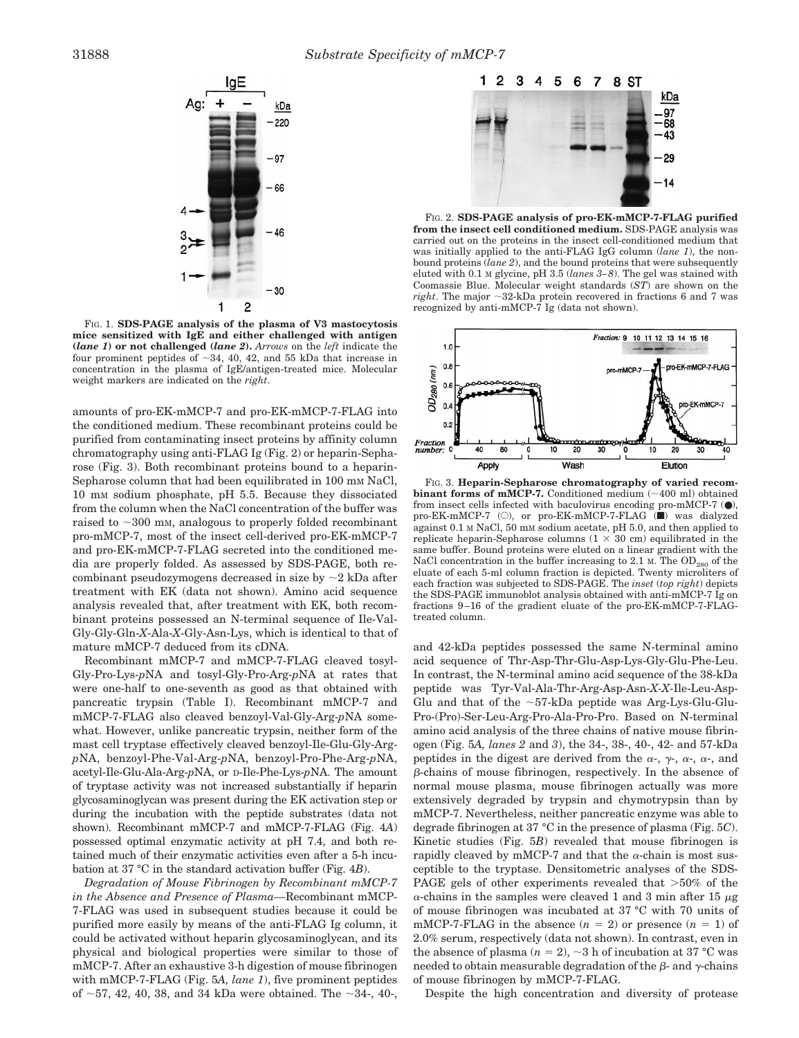FIG. 1. **SDS-PAGE analysis of the plasma of V3 mastocytosis mice sensitized with IgE and either challenged with antigen (*lane 1*) or not challenged (*lane 2*).** *Arrows* on the *left* indicate the four prominent peptides of ~34, 40, 42, and 55 kDa that increase in concentration in the plasma of IgE/antigen-treated mice. Molecular weight markers are indicated on the *right*.

FIG. 2. **SDS-PAGE analysis of pro-EK-mMCP-7-FLAG purified from the insect cell conditioned medium.** SDS-PAGE analysis was carried out on the proteins in the insect cell-conditioned medium that was initially applied to the anti-FLAG IgG column (*lane 1*), the nonbound proteins (*lane 2*), and the bound proteins that were subsequently eluted with 0.1 M glycine, pH 3.5 (*lanes 3–8*). The gel was stained with Coomassie Blue. Molecular weight standards (*ST*) are shown on the *right*. The major ~32-kDa protein recovered in fractions 6 and 7 was recognized by anti-mMCP-7 Ig (data not shown).

FIG. 3. **Heparin-Sepharose chromatography of varied recombinant forms of mMCP-7.** Conditioned medium (~400 ml) obtained from insect cells infected with baculovirus encoding pro-mMCP-7 (●), pro-EK-mMCP-7 (○), or pro-EK-mMCP-7-FLAG (■) was dialyzed against 0.1 M NaCl, 50 mM sodium acetate, pH 5.0, and then applied to replicate heparin-Sepharose columns (1 × 30 cm) equilibrated in the same buffer. Bound proteins were eluted on a linear gradient with the NaCl concentration in the buffer increasing to 2.1 M. The $OD_{280}$ of the eluate of each 5-ml column fraction is depicted. Twenty microliters of each fraction was subjected to SDS-PAGE. The *inset* (*top right*) depicts the SDS-PAGE immunoblot analysis obtained with anti-mMCP-7 Ig on fractions 9–16 of the gradient eluate of the pro-EK-mMCP-7-FLAG-treated column.

amounts of pro-EK-mMCP-7 and pro-EK-mMCP-7-FLAG into the conditioned medium. These recombinant proteins could be purified from contaminating insect proteins by affinity column chromatography using anti-FLAG Ig (Fig. 2) or heparin-Sepharose (Fig. 3). Both recombinant proteins bound to a heparin-Sepharose column that had been equilibrated in 100 mM NaCl, 10 mM sodium phosphate, pH 5.5. Because they dissociated from the column when the NaCl concentration of the buffer was raised to ~300 mM, analogous to properly folded recombinant pro-mMCP-7, most of the insect cell-derived pro-EK-mMCP-7 and pro-EK-mMCP-7-FLAG secreted into the conditioned media are properly folded. As assessed by SDS-PAGE, both recombinant pseudozymogens decreased in size by ~2 kDa after treatment with EK (data not shown). Amino acid sequence analysis revealed that, after treatment with EK, both recombinant proteins possessed an N-terminal sequence of Ile-Val-Gly-Gly-Gln-*X*-Ala-*X*-Gly-Asn-Lys, which is identical to that of mature mMCP-7 deduced from its cDNA.

Recombinant mMCP-7 and mMCP-7-FLAG cleaved tosyl-Gly-Pro-Lys-*p*NA and tosyl-Gly-Pro-Arg-*p*NA at rates that were one-half to one-seventh as good as that obtained with pancreatic trypsin (Table I). Recombinant mMCP-7 and mMCP-7-FLAG also cleaved benzoyl-Val-Gly-Arg-*p*NA somewhat. However, unlike pancreatic trypsin, neither form of the mast cell tryptase effectively cleaved benzoyl-Ile-Glu-Gly-Arg-*p*NA, benzoyl-Phe-Val-Arg-*p*NA, benzoyl-Pro-Phe-Arg-*p*NA, acetyl-Ile-Glu-Ala-Arg-*p*NA, or D-Ile-Phe-Lys-*p*NA. The amount of tryptase activity was not increased substantially if heparin glycosaminoglycan was present during the EK activation step or during the incubation with the peptide substrates (data not shown). Recombinant mMCP-7 and mMCP-7-FLAG (Fig. 4*A*) possessed optimal enzymatic activity at pH 7.4, and both retained much of their enzymatic activities even after a 5-h incubation at 37 °C in the standard activation buffer (Fig. 4*B*).

*Degradation of Mouse Fibrinogen by Recombinant mMCP-7 in the Absence and Presence of Plasma*—Recombinant mMCP-7-FLAG was used in subsequent studies because it could be purified more easily by means of the anti-FLAG Ig column, it could be activated without heparin glycosaminoglycan, and its physical and biological properties were similar to those of mMCP-7. After an exhaustive 3-h digestion of mouse fibrinogen with mMCP-7-FLAG (Fig. 5*A, lane 1*), five prominent peptides of ~57, 42, 40, 38, and 34 kDa were obtained. The ~34-, 40-, and 42-kDa peptides possessed the same N-terminal amino acid sequence of Thr-Asp-Thr-Glu-Asp-Lys-Gly-Glu-Phe-Leu. In contrast, the N-terminal amino acid sequence of the 38-kDa peptide was Tyr-Val-Ala-Thr-Arg-Asp-Asn-*X*-*X*-Ile-Leu-Asp-Glu and that of the ~57-kDa peptide was Arg-Lys-Glu-Glu-Pro-(Pro)-Ser-Leu-Arg-Pro-Ala-Pro-Pro. Based on N-terminal amino acid analysis of the three chains of native mouse fibrinogen (Fig. 5*A, lanes 2* and *3*), the 34-, 38-, 40-, 42- and 57-kDa peptides in the digest are derived from the α-, γ-, α-, α-, and β-chains of mouse fibrinogen, respectively. In the absence of normal mouse plasma, mouse fibrinogen actually was more extensively degraded by trypsin and chymotrypsin than by mMCP-7. Nevertheless, neither pancreatic enzyme was able to degrade fibrinogen at 37 °C in the presence of plasma (Fig. 5*C*). Kinetic studies (Fig. 5*B*) revealed that mouse fibrinogen is rapidly cleaved by mMCP-7 and that the α-chain is most susceptible to the tryptase. Densitometric analyses of the SDS-PAGE gels of other experiments revealed that >50% of the α-chains in the samples were cleaved 1 and 3 min after 15 μg of mouse fibrinogen was incubated at 37 °C with 70 units of mMCP-7-FLAG in the absence ($n = 2$) or presence ($n = 1$) of 2.0% serum, respectively (data not shown). In contrast, even in the absence of plasma ($n = 2$), ~3 h of incubation at 37 °C was needed to obtain measurable degradation of the β- and γ-chains of mouse fibrinogen by mMCP-7-FLAG.

Despite the high concentration and diversity of protease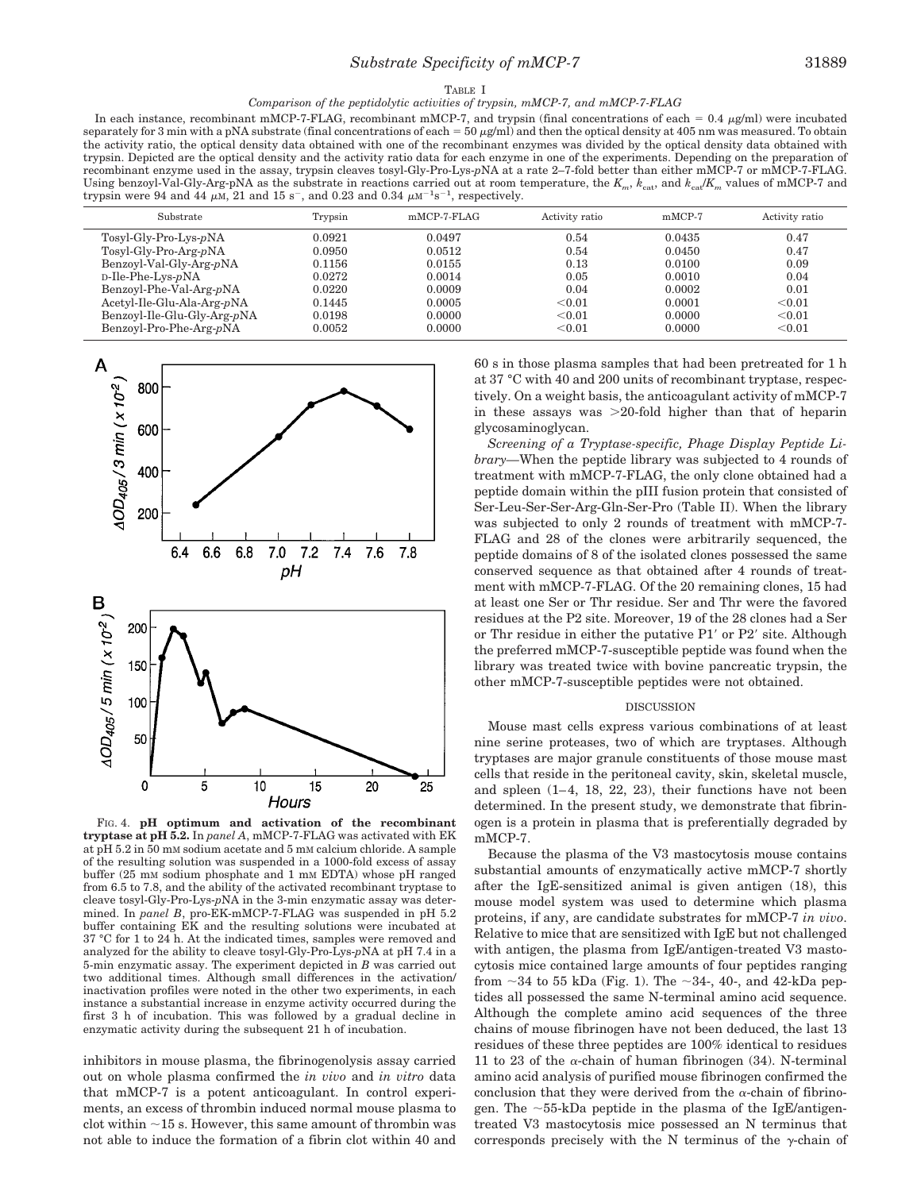TABLE I

*Comparison of the peptidolytic activities of trypsin, mMCP-7, and mMCP-7-FLAG*

In each instance, recombinant mMCP-7-FLAG, recombinant mMCP-7, and trypsin (final concentrations of each = 0.4 μg/ml) were incubated separately for 3 min with a pNA substrate (final concentrations of each = 50 μg/ml) and then the optical density at 405 nm was measured. To obtain the activity ratio, the optical density data obtained with one of the recombinant enzymes was divided by the optical density data obtained with trypsin. Depicted are the optical density and the activity ratio data for each enzyme in one of the experiments. Depending on the preparation of recombinant enzyme used in the assay, trypsin cleaves tosyl-Gly-Pro-Lys-*p*NA at a rate 2–7-fold better than either mMCP-7 or mMCP-7-FLAG. Using benzoyl-Val-Gly-Arg-*p*NA as the substrate in reactions carried out at room temperature, the $K_m$, $k_{cat}$, and $k_{cat}/K_m$ values of mMCP-7 and trypsin were 94 and 44 μM, 21 and 15 $s^{-}$, and 0.23 and 0.34 $\mu M^{-1}s^{-1}$, respectively.

| Substrate | Trypsin | mMCP-7-FLAG | Activity ratio | mMCP-7 | Activity ratio |
|---|---|---|---|---|---|
| Tosyl-Gly-Pro-Lys-*p*NA | 0.0921 | 0.0497 | 0.54 | 0.0435 | 0.47 |
| Tosyl-Gly-Pro-Arg-*p*NA | 0.0950 | 0.0512 | 0.54 | 0.0450 | 0.47 |
| Benzoyl-Val-Gly-Arg-*p*NA | 0.1156 | 0.0155 | 0.13 | 0.0100 | 0.09 |
| D-Ile-Phe-Lys-*p*NA | 0.0272 | 0.0014 | 0.05 | 0.0010 | 0.04 |
| Benzoyl-Phe-Val-Arg-*p*NA | 0.0220 | 0.0009 | 0.04 | 0.0002 | 0.01 |
| Acetyl-Ile-Glu-Ala-Arg-*p*NA | 0.1445 | 0.0005 | <0.01 | 0.0001 | <0.01 |
| Benzoyl-Ile-Glu-Gly-Arg-*p*NA | 0.0198 | 0.0000 | <0.01 | 0.0000 | <0.01 |
| Benzoyl-Pro-Phe-Arg-*p*NA | 0.0052 | 0.0000 | <0.01 | 0.0000 | <0.01 |

FIG. 4. **pH optimum and activation of the recombinant tryptase at pH 5.2.** In *panel A*, mMCP-7-FLAG was activated with EK at pH 5.2 in 50 mM sodium acetate and 5 mM calcium chloride. A sample of the resulting solution was suspended in a 1000-fold excess of assay buffer (25 mM sodium phosphate and 1 mM EDTA) whose pH ranged from 6.5 to 7.8, and the ability of the activated recombinant tryptase to cleave tosyl-Gly-Pro-Lys-*p*NA in the 3-min enzymatic assay was determined. In *panel B*, pro-EK-mMCP-7-FLAG was suspended in pH 5.2 buffer containing EK and the resulting solutions were incubated at 37 °C for 1 to 24 h. At the indicated times, samples were removed and analyzed for the ability to cleave tosyl-Gly-Pro-Lys-*p*NA at pH 7.4 in a 5-min enzymatic assay. The experiment depicted in *B* was carried out two additional times. Although small differences in the activation/inactivation profiles were noted in the other two experiments, in each instance a substantial increase in enzyme activity occurred during the first 3 h of incubation. This was followed by a gradual decline in enzymatic activity during the subsequent 21 h of incubation.

inhibitors in mouse plasma, the fibrinogenolysis assay carried out on whole plasma confirmed the *in vivo* and *in vitro* data that mMCP-7 is a potent anticoagulant. In control experiments, an excess of thrombin induced normal mouse plasma to clot within ~15 s. However, this same amount of thrombin was not able to induce the formation of a fibrin clot within 40 and 60 s in those plasma samples that had been pretreated for 1 h at 37 °C with 40 and 200 units of recombinant tryptase, respectively. On a weight basis, the anticoagulant activity of mMCP-7 in these assays was >20-fold higher than that of heparin glycosaminoglycan.

*Screening of a Tryptase-specific, Phage Display Peptide Library*—When the peptide library was subjected to 4 rounds of treatment with mMCP-7-FLAG, the only clone obtained had a peptide domain within the pIII fusion protein that consisted of Ser-Leu-Ser-Ser-Arg-Gln-Ser-Pro (Table II). When the library was subjected to only 2 rounds of treatment with mMCP-7-FLAG and 28 of the clones were arbitrarily sequenced, the peptide domains of 8 of the isolated clones possessed the same conserved sequence as that obtained after 4 rounds of treatment with mMCP-7-FLAG. Of the 20 remaining clones, 15 had at least one Ser or Thr residue. Ser and Thr were the favored residues at the P2 site. Moreover, 19 of the 28 clones had a Ser or Thr residue in either the putative P1′ or P2′ site. Although the preferred mMCP-7-susceptible peptide was found when the library was treated twice with bovine pancreatic trypsin, the other mMCP-7-susceptible peptides were not obtained.

## DISCUSSION

Mouse mast cells express various combinations of at least nine serine proteases, two of which are tryptases. Although tryptases are major granule constituents of those mouse mast cells that reside in the peritoneal cavity, skin, skeletal muscle, and spleen (1–4, 18, 22, 23), their functions have not been determined. In the present study, we demonstrate that fibrinogen is a protein in plasma that is preferentially degraded by mMCP-7.

Because the plasma of the V3 mastocytosis mouse contains substantial amounts of enzymatically active mMCP-7 shortly after the IgE-sensitized animal is given antigen (18), this mouse model system was used to determine which plasma proteins, if any, are candidate substrates for mMCP-7 *in vivo*. Relative to mice that are sensitized with IgE but not challenged with antigen, the plasma from IgE/antigen-treated V3 mastocytosis mice contained large amounts of four peptides ranging from ~34 to 55 kDa (Fig. 1). The ~34-, 40-, and 42-kDa peptides all possessed the same N-terminal amino acid sequence. Although the complete amino acid sequences of the three chains of mouse fibrinogen have not been deduced, the last 13 residues of these three peptides are 100% identical to residues 11 to 23 of the α-chain of human fibrinogen (34). N-terminal amino acid analysis of purified mouse fibrinogen confirmed the conclusion that they were derived from the α-chain of fibrinogen. The ~55-kDa peptide in the plasma of the IgE/antigen-treated V3 mastocytosis mice possessed an N terminus that corresponds precisely with the N terminus of the γ-chain of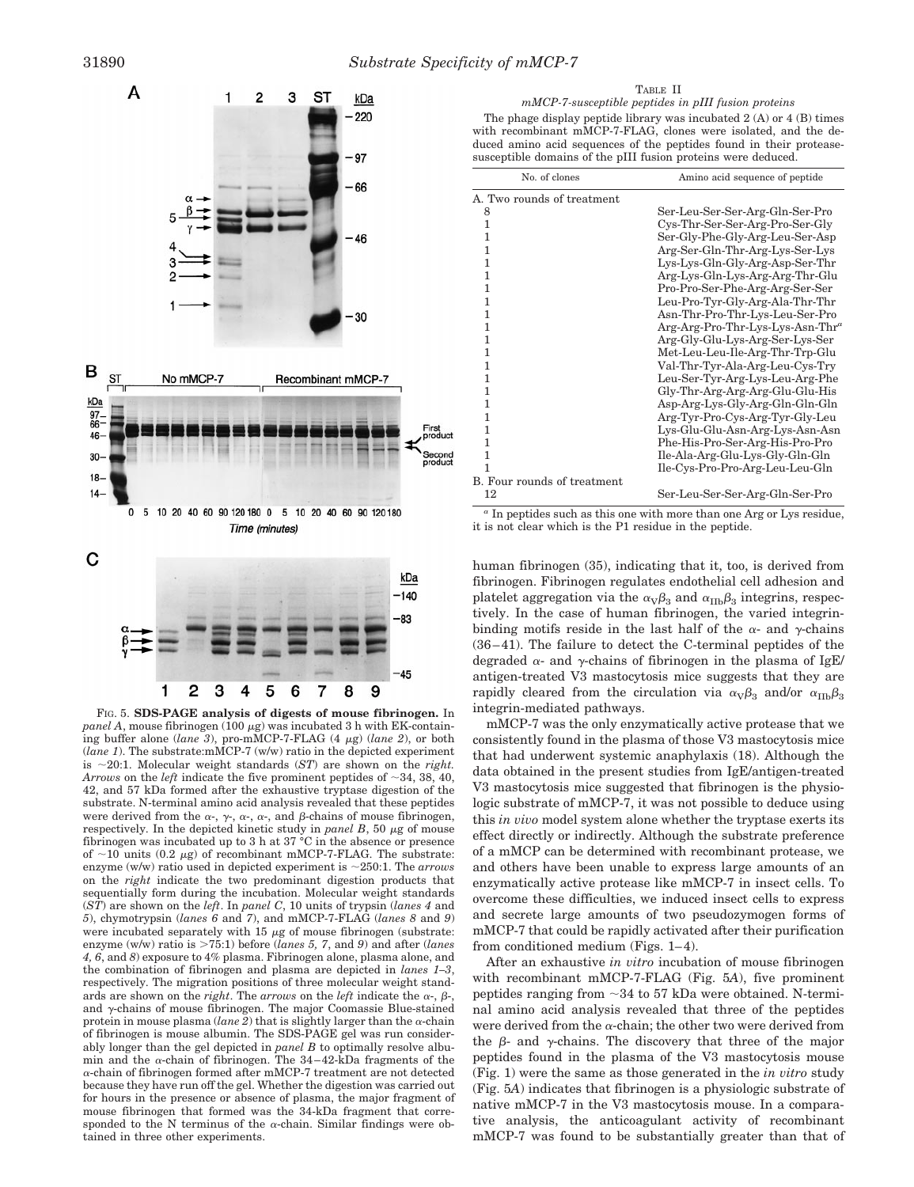FIG. 5. **SDS-PAGE analysis of digests of mouse fibrinogen.** In *panel A*, mouse fibrinogen (100 μg) was incubated 3 h with EK-containing buffer alone (*lane 3*), pro-mMCP-7-FLAG (4 μg) (*lane 2*), or both (*lane 1*). The substrate:mMCP-7 (w/w) ratio in the depicted experiment is ~20:1. Molecular weight standards (*ST*) are shown on the *right*. *Arrows* on the *left* indicate the five prominent peptides of ~34, 38, 40, 42, and 57 kDa formed after the exhaustive tryptase digestion of the substrate. N-terminal amino acid analysis revealed that these peptides were derived from the α-, γ-, α-, α-, and β-chains of mouse fibrinogen, respectively. In the depicted kinetic study in *panel B*, 50 μg of mouse fibrinogen was incubated up to 3 h at 37 °C in the absence or presence of ~10 units (0.2 μg) of recombinant mMCP-7-FLAG. The substrate: enzyme (w/w) ratio used in depicted experiment is ~250:1. The *arrows* on the *right* indicate the two predominant digestion products that sequentially form during the incubation. Molecular weight standards (*ST*) are shown on the *left*. In *panel C*, 10 units of trypsin (*lanes 4* and *5*), chymotrypsin (*lanes 6* and *7*), and mMCP-7-FLAG (*lanes 8* and *9*) were incubated separately with 15 μg of mouse fibrinogen (substrate: enzyme (w/w) ratio is >75:1) before (*lanes 5, 7*, and *9*) and after (*lanes 4, 6*, and *8*) exposure to 4% plasma. Fibrinogen alone, plasma alone, and the combination of fibrinogen and plasma are depicted in *lanes 1–3*, respectively. The migration positions of three molecular weight standards are shown on the *right*. The *arrows* on the *left* indicate the α-, β-, and γ-chains of mouse fibrinogen. The major Coomassie Blue-stained protein in mouse plasma (*lane 2*) that is slightly larger than the α-chain of fibrinogen is mouse albumin. The SDS-PAGE gel was run considerably longer than the gel depicted in *panel B* to optimally resolve albumin and the α-chain of fibrinogen. The 34–42-kDa fragments of the α-chain of fibrinogen formed after mMCP-7 treatment are not detected because they have run off the gel. Whether the digestion was carried out for hours in the presence or absence of plasma, the major fragment of mouse fibrinogen that formed was the 34-kDa fragment that corresponded to the N terminus of the α-chain. Similar findings were obtained in three other experiments.

TABLE II
*mMCP-7-susceptible peptides in pIII fusion proteins*

The phage display peptide library was incubated 2 (A) or 4 (B) times with recombinant mMCP-7-FLAG, clones were isolated, and the deduced amino acid sequences of the peptides found in their protease-susceptible domains of the pIII fusion proteins were deduced.

| No. of clones | Amino acid sequence of peptide |
|---|---|
| A. Two rounds of treatment | |
| 8 | Ser-Leu-Ser-Ser-Arg-Gln-Ser-Pro |
| 1 | Cys-Thr-Ser-Ser-Arg-Pro-Ser-Gly |
| 1 | Ser-Gly-Phe-Gly-Arg-Leu-Ser-Asp |
| 1 | Arg-Ser-Gln-Thr-Arg-Lys-Ser-Lys |
| 1 | Lys-Lys-Gln-Gly-Arg-Asp-Ser-Thr |
| 1 | Arg-Lys-Gln-Lys-Arg-Arg-Thr-Glu |
| 1 | Pro-Pro-Ser-Phe-Arg-Arg-Ser-Ser |
| 1 | Leu-Pro-Tyr-Gly-Arg-Ala-Thr-Thr |
| 1 | Asn-Thr-Pro-Thr-Lys-Leu-Ser-Pro |
| 1 | Arg-Arg-Pro-Thr-Lys-Lys-Asn-Thr[a] |
| 1 | Arg-Gly-Glu-Lys-Arg-Ser-Lys-Ser |
| 1 | Met-Leu-Leu-Ile-Arg-Thr-Trp-Glu |
| 1 | Val-Thr-Tyr-Ala-Arg-Leu-Cys-Try |
| 1 | Leu-Ser-Tyr-Arg-Lys-Leu-Arg-Phe |
| 1 | Gly-Thr-Arg-Arg-Arg-Glu-Glu-His |
| 1 | Asp-Arg-Lys-Gly-Arg-Gln-Gln-Gln |
| 1 | Arg-Tyr-Pro-Cys-Arg-Tyr-Gly-Leu |
| 1 | Lys-Glu-Glu-Asn-Arg-Lys-Asn-Asn |
| 1 | Phe-His-Pro-Ser-Arg-His-Pro-Pro |
| 1 | Ile-Ala-Arg-Glu-Lys-Gly-Gln-Gln |
| 1 | Ile-Cys-Pro-Pro-Arg-Leu-Leu-Gln |
| B. Four rounds of treatment | |
| 12 | Ser-Leu-Ser-Ser-Arg-Gln-Ser-Pro |

[a] In peptides such as this one with more than one Arg or Lys residue, it is not clear which is the P1 residue in the peptide.

human fibrinogen (35), indicating that it, too, is derived from fibrinogen. Fibrinogen regulates endothelial cell adhesion and platelet aggregation via the $\alpha_V\beta_3$ and $\alpha_{IIb}\beta_3$ integrins, respectively. In the case of human fibrinogen, the varied integrin-binding motifs reside in the last half of the α- and γ-chains (36–41). The failure to detect the C-terminal peptides of the degraded α- and γ-chains of fibrinogen in the plasma of IgE/antigen-treated V3 mastocytosis mice suggests that they are rapidly cleared from the circulation via $\alpha_V\beta_3$ and/or $\alpha_{IIb}\beta_3$ integrin-mediated pathways.

mMCP-7 was the only enzymatically active protease that we consistently found in the plasma of those V3 mastocytosis mice that had underwent systemic anaphylaxis (18). Although the data obtained in the present studies from IgE/antigen-treated V3 mastocytosis mice suggested that fibrinogen is the physiologic substrate of mMCP-7, it was not possible to deduce using this *in vivo* model system alone whether the tryptase exerts its effect directly or indirectly. Although the substrate preference of a mMCP can be determined with recombinant protease, we and others have been unable to express large amounts of an enzymatically active protease like mMCP-7 in insect cells. To overcome these difficulties, we induced insect cells to express and secrete large amounts of two pseudozymogen forms of mMCP-7 that could be rapidly activated after their purification from conditioned medium (Figs. 1–4).

After an exhaustive *in vitro* incubation of mouse fibrinogen with recombinant mMCP-7-FLAG (Fig. 5*A*), five prominent peptides ranging from ~34 to 57 kDa were obtained. N-terminal amino acid analysis revealed that three of the peptides were derived from the α-chain; the other two were derived from the β- and γ-chains. The discovery that three of the major peptides found in the plasma of the V3 mastocytosis mouse (Fig. 1) were the same as those generated in the *in vitro* study (Fig. 5*A*) indicates that fibrinogen is a physiologic substrate of native mMCP-7 in the V3 mastocytosis mouse. In a comparative analysis, the anticoagulant activity of recombinant mMCP-7 was found to be substantially greater than that of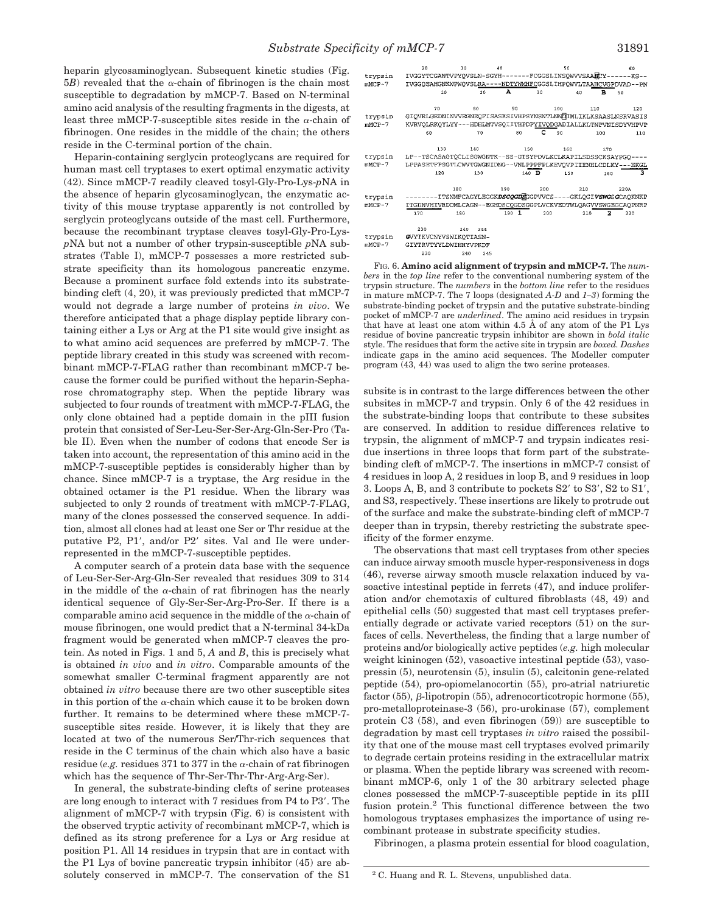heparin glycosaminoglycan. Subsequent kinetic studies (Fig. 5*B*) revealed that the α-chain of fibrinogen is the chain most susceptible to degradation by mMCP-7. Based on N-terminal amino acid analysis of the resulting fragments in the digests, at least three mMCP-7-susceptible sites reside in the α-chain of fibrinogen. One resides in the middle of the chain; the others reside in the C-terminal portion of the chain.

Heparin-containing serglycin proteoglycans are required for human mast cell tryptases to exert optimal enzymatic activity (42). Since mMCP-7 readily cleaved tosyl-Gly-Pro-Lys-*p*NA in the absence of heparin glycosaminoglycan, the enzymatic activity of this mouse tryptase apparently is not controlled by serglycin proteoglycans outside of the mast cell. Furthermore, because the recombinant tryptase cleaves tosyl-Gly-Pro-Lys-*p*NA but not a number of other trypsin-susceptible *p*NA substrates (Table I), mMCP-7 possesses a more restricted substrate specificity than its homologous pancreatic enzyme. Because a prominent surface fold extends into its substrate-binding cleft (4, 20), it was previously predicted that mMCP-7 would not degrade a large number of proteins *in vivo*. We therefore anticipated that a phage display peptide library containing either a Lys or Arg at the P1 site would give insight as to what amino acid sequences are preferred by mMCP-7. The peptide library created in this study was screened with recombinant mMCP-7-FLAG rather than recombinant mMCP-7 because the former could be purified without the heparin-Sepharose chromatography step. When the peptide library was subjected to four rounds of treatment with mMCP-7-FLAG, the only clone obtained had a peptide domain in the pIII fusion protein that consisted of Ser-Leu-Ser-Ser-Arg-Gln-Ser-Pro (Table II). Even when the number of codons that encode Ser is taken into account, the representation of this amino acid in the mMCP-7-susceptible peptides is considerably higher than by chance. Since mMCP-7 is a tryptase, the Arg residue in the obtained octamer is the P1 residue. When the library was subjected to only 2 rounds of treatment with mMCP-7-FLAG, many of the clones possessed the conserved sequence. In addition, almost all clones had at least one Ser or Thr residue at the putative P2, P1′, and/or P2′ sites. Val and Ile were underrepresented in the mMCP-7-susceptible peptides.

A computer search of a protein data base with the sequence of Leu-Ser-Ser-Arg-Gln-Ser revealed that residues 309 to 314 in the middle of the α-chain of rat fibrinogen has the nearly identical sequence of Gly-Ser-Ser-Arg-Pro-Ser. If there is a comparable amino acid sequence in the middle of the α-chain of mouse fibrinogen, one would predict that a N-terminal 34-kDa fragment would be generated when mMCP-7 cleaves the protein. As noted in Figs. 1 and 5, *A* and *B*, this is precisely what is obtained *in vivo* and *in vitro*. Comparable amounts of the somewhat smaller C-terminal fragment apparently are not obtained *in vitro* because there are two other susceptible sites in this portion of the α-chain which cause it to be broken down further. It remains to be determined where these mMCP-7-susceptible sites reside. However, it is likely that they are located at two of the numerous Ser/Thr-rich sequences that reside in the C terminus of the chain which also have a basic residue (*e.g.* residues 371 to 377 in the α-chain of rat fibrinogen which has the sequence of Thr-Ser-Thr-Thr-Arg-Arg-Ser).

In general, the substrate-binding clefts of serine proteases are long enough to interact with 7 residues from P4 to P3′. The alignment of mMCP-7 with trypsin (Fig. 6) is consistent with the observed tryptic activity of recombinant mMCP-7, which is defined as its strong preference for a Lys or Arg residue at position P1. All 14 residues in trypsin that are in contact with the P1 Lys of bovine pancreatic trypsin inhibitor (45) are absolutely conserved in mMCP-7. The conservation of the S1

```
          20        30        40                    50                  60
trypsin   IVGGYTCGANTVPYQVSLN-SGYH-------FCGGSLINSQWVVSAAHCY------KS--
mMCP-7    IVGGQEAHGNKWPWQVSLRA----NDTYWMHFCGGSLIHPQWVLTAAHCVGPDVAD--PN
                  10        20    A       30          40    B   50

               70        80        90        100       110       120
trypsin   GIQVRLGEDNINVVEGNEQFISASKSIVHPSYNSNTLNNDIMLIKLKSAASLNSRVASIS
mMCP-7    KVRVQLRKQYLYY---HDHLMTVSQIITHPDFYIVQDGADIALLKLTNPVNISDYVHPVP
             60        70        80     C   90        100       110

            130       140           150        160       170
trypsin   LP--TSCASAGTQCLISGWGNTK--SS-GTSYPDVLKCLKAPILSDSSCKSAYPGQ----
mMCP-7    LPPASETFPSGTLCWVTGWGNIDNG--VNLPPPFPLKEVQVPIIENHLCDLKY---HKGL
              120       130        140  D     150       160       3

                 180        190        200         210        220A
trypsin   --------ITSNMFCAGYLEGGKDSCQGDSGGPVVCS----GKLQGIVSWGSGCAQKNKP
mMCP-7    ITGDNVHIVRDDMLCAGN--EGHDSCQGDSGGPLVCKVEDTWLQAGVVSWGEGCAQPNRP
          170       180         190  1      200       210    2    220

           230       240  244
trypsin   GVYTKVCNYVSWIKQTIASN-
mMCP-7    GIYTRVTYYLDWIHHYVPKDF
          230       240    245
```

FIG. 6. **Amino acid alignment of trypsin and mMCP-7.** The *numbers* in the *top line* refer to the conventional numbering system of the trypsin structure. The *numbers* in the *bottom line* refer to the residues in mature mMCP-7. The 7 loops (designated *A–D* and *1–3*) forming the substrate-binding pocket of trypsin and the putative substrate-binding pocket of mMCP-7 are *underlined*. The amino acid residues in trypsin that have at least one atom within 4.5 Å of any atom of the P1 Lys residue of bovine pancreatic trypsin inhibitor are shown in *bold italic* style. The residues that form the active site in trypsin are *boxed*. *Dashes* indicate gaps in the amino acid sequences. The Modeller computer program (43, 44) was used to align the two serine proteases.

subsite is in contrast to the large differences between the other subsites in mMCP-7 and trypsin. Only 6 of the 42 residues in the substrate-binding loops that contribute to these subsites are conserved. In addition to residue differences relative to trypsin, the alignment of mMCP-7 and trypsin indicates residue insertions in three loops that form part of the substrate-binding cleft of mMCP-7. The insertions in mMCP-7 consist of 4 residues in loop A, 2 residues in loop B, and 9 residues in loop 3. Loops A, B, and 3 contribute to pockets S2′ to S3′, S2 to S1′, and S3, respectively. These insertions are likely to protrude out of the surface and make the substrate-binding cleft of mMCP-7 deeper than in trypsin, thereby restricting the substrate specificity of the former enzyme.

The observations that mast cell tryptases from other species can induce airway smooth muscle hyper-responsiveness in dogs (46), reverse airway smooth muscle relaxation induced by vasoactive intestinal peptide in ferrets (47), and induce proliferation and/or chemotaxis of cultured fibroblasts (48, 49) and epithelial cells (50) suggested that mast cell tryptases preferentially degrade or activate varied receptors (51) on the surfaces of cells. Nevertheless, the finding that a large number of proteins and/or biologically active peptides (*e.g.* high molecular weight kininogen (52), vasoactive intestinal peptide (53), vasopressin (5), neurotensin (5), insulin (5), calcitonin gene-related peptide (54), pro-opiomelanocortin (55), pro-atrial natriuretic factor (55), β-lipotropin (55), adrenocorticotropic hormone (55), pro-metalloproteinase-3 (56), pro-urokinase (57), complement protein C3 (58), and even fibrinogen (59)) are susceptible to degradation by mast cell tryptases *in vitro* raised the possibility that one of the mouse mast cell tryptases evolved primarily to degrade certain proteins residing in the extracellular matrix or plasma. When the peptide library was screened with recombinant mMCP-6, only 1 of the 30 arbitrary selected phage clones possessed the mMCP-7-susceptible peptide in its pIII fusion protein.[2] This functional difference between the two homologous tryptases emphasizes the importance of using recombinant protease in substrate specificity studies.

Fibrinogen, a plasma protein essential for blood coagulation,

[2] C. Huang and R. L. Stevens, unpublished data.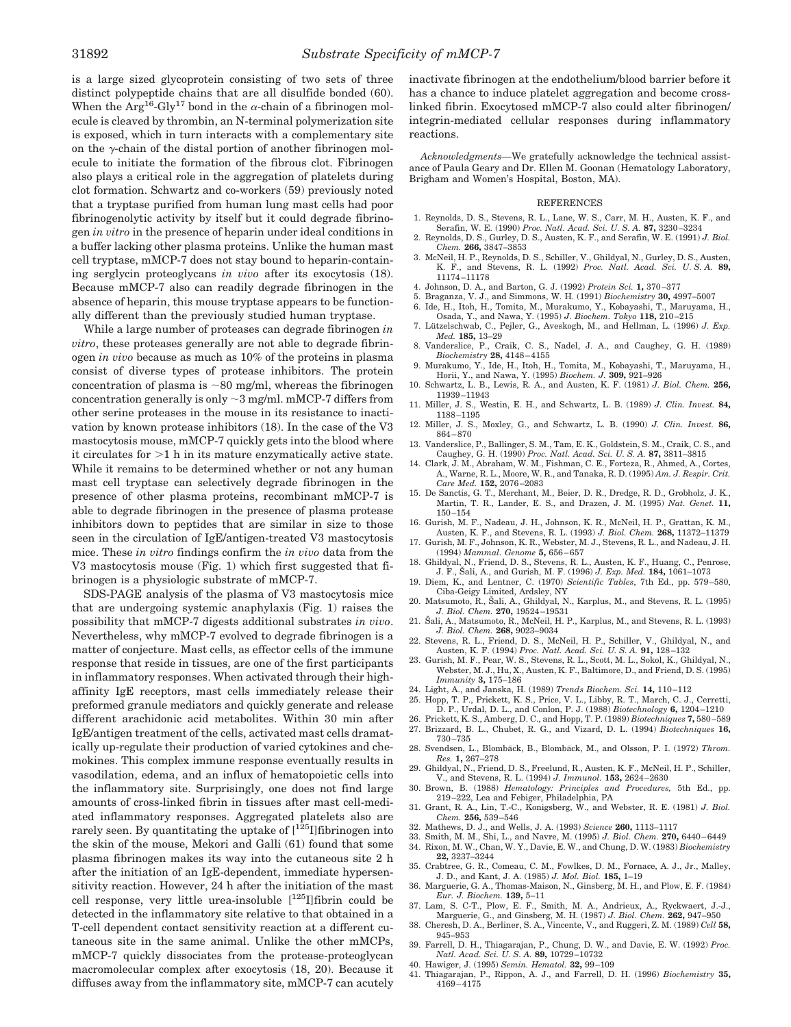is a large sized glycoprotein consisting of two sets of three distinct polypeptide chains that are all disulfide bonded (60). When the $Arg^{16}$-$Gly^{17}$ bond in the α-chain of a fibrinogen molecule is cleaved by thrombin, an N-terminal polymerization site is exposed, which in turn interacts with a complementary site on the γ-chain of the distal portion of another fibrinogen molecule to initiate the formation of the fibrous clot. Fibrinogen also plays a critical role in the aggregation of platelets during clot formation. Schwartz and co-workers (59) previously noted that a tryptase purified from human lung mast cells had poor fibrinogenolytic activity by itself but it could degrade fibrinogen *in vitro* in the presence of heparin under ideal conditions in a buffer lacking other plasma proteins. Unlike the human mast cell tryptase, mMCP-7 does not stay bound to heparin-containing serglycin proteoglycans *in vivo* after its exocytosis (18). Because mMCP-7 also can readily degrade fibrinogen in the absence of heparin, this mouse tryptase appears to be functionally different than the previously studied human tryptase.

While a large number of proteases can degrade fibrinogen *in vitro*, these proteases generally are not able to degrade fibrinogen *in vivo* because as much as 10% of the proteins in plasma consist of diverse types of protease inhibitors. The protein concentration of plasma is ~80 mg/ml, whereas the fibrinogen concentration generally is only ~3 mg/ml. mMCP-7 differs from other serine proteases in the mouse in its resistance to inactivation by known protease inhibitors (18). In the case of the V3 mastocytosis mouse, mMCP-7 quickly gets into the blood where it circulates for >1 h in its mature enzymatically active state. While it remains to be determined whether or not any human mast cell tryptase can selectively degrade fibrinogen in the presence of other plasma proteins, recombinant mMCP-7 is able to degrade fibrinogen in the presence of plasma protease inhibitors down to peptides that are similar in size to those seen in the circulation of IgE/antigen-treated V3 mastocytosis mice. These *in vitro* findings confirm the *in vivo* data from the V3 mastocytosis mouse (Fig. 1) which first suggested that fibrinogen is a physiologic substrate of mMCP-7.

SDS-PAGE analysis of the plasma of V3 mastocytosis mice that are undergoing systemic anaphylaxis (Fig. 1) raises the possibility that mMCP-7 digests additional substrates *in vivo*. Nevertheless, why mMCP-7 evolved to degrade fibrinogen is a matter of conjecture. Mast cells, as effector cells of the immune response that reside in tissues, are one of the first participants in inflammatory responses. When activated through their high-affinity IgE receptors, mast cells immediately release their preformed granule mediators and quickly generate and release different arachidonic acid metabolites. Within 30 min after IgE/antigen treatment of the cells, activated mast cells dramatically up-regulate their production of varied cytokines and chemokines. This complex immune response eventually results in vasodilation, edema, and an influx of hematopoietic cells into the inflammatory site. Surprisingly, one does not find large amounts of cross-linked fibrin in tissues after mast cell-mediated inflammatory responses. Aggregated platelets also are rarely seen. By quantitating the uptake of [$^{125}$I]fibrinogen into the skin of the mouse, Mekori and Galli (61) found that some plasma fibrinogen makes its way into the cutaneous site 2 h after the initiation of an IgE-dependent, immediate hypersensitivity reaction. However, 24 h after the initiation of the mast cell response, very little urea-insoluble [$^{125}$I]fibrin could be detected in the inflammatory site relative to that obtained in a T-cell dependent contact sensitivity reaction at a different cutaneous site in the same animal. Unlike the other mMCPs, mMCP-7 quickly dissociates from the protease-proteoglycan macromolecular complex after exocytosis (18, 20). Because it diffuses away from the inflammatory site, mMCP-7 can acutely inactivate fibrinogen at the endothelium/blood barrier before it has a chance to induce platelet aggregation and become cross-linked fibrin. Exocytosed mMCP-7 also could alter fibrinogen/integrin-mediated cellular responses during inflammatory reactions.

*Acknowledgments*—We gratefully acknowledge the technical assistance of Paula Geary and Dr. Ellen M. Goonan (Hematology Laboratory, Brigham and Women's Hospital, Boston, MA).

## REFERENCES

1. Reynolds, D. S., Stevens, R. L., Lane, W. S., Carr, M. H., Austen, K. F., and Serafin, W. E. (1990) *Proc. Natl. Acad. Sci. U. S. A.* **87,** 3230–3234
2. Reynolds, D. S., Gurley, D. S., Austen, K. F., and Serafin, W. E. (1991) *J. Biol. Chem.* **266,** 3847–3853
3. McNeil, H. P., Reynolds, D. S., Schiller, V., Ghildyal, N., Gurley, D. S., Austen, K. F., and Stevens, R. L. (1992) *Proc. Natl. Acad. Sci. U. S. A.* **89,** 11174–11178
4. Johnson, D. A., and Barton, G. J. (1992) *Protein Sci.* **1,** 370–377
5. Braganza, V. J., and Simmons, W. H. (1991) *Biochemistry* **30,** 4997–5007
6. Ide, H., Itoh, H., Tomita, M., Murakumo, Y., Kobayashi, T., Maruyama, H., Osada, Y., and Nawa, Y. (1995) *J. Biochem. Tokyo* **118,** 210–215
7. Lützelschwab, C., Pejler, G., Aveskogh, M., and Hellman, L. (1996) *J. Exp. Med.* **185,** 13–29
8. Vanderslice, P., Craik, C. S., Nadel, J. A., and Caughey, G. H. (1989) *Biochemistry* **28,** 4148–4155
9. Murakumo, Y., Ide, H., Itoh, H., Tomita, M., Kobayashi, T., Maruyama, H., Horii, Y., and Nawa, Y. (1995) *Biochem. J.* **309,** 921–926
10. Schwartz, L. B., Lewis, R. A., and Austen, K. F. (1981) *J. Biol. Chem.* **256,** 11939–11943
11. Miller, J. S., Westin, E. H., and Schwartz, L. B. (1989) *J. Clin. Invest.* **84,** 1188–1195
12. Miller, J. S., Moxley, G., and Schwartz, L. B. (1990) *J. Clin. Invest.* **86,** 864–870
13. Vanderslice, P., Ballinger, S. M., Tam, E. K., Goldstein, S. M., Craik, C. S., and Caughey, G. H. (1990) *Proc. Natl. Acad. Sci. U. S. A.* **87,** 3811–3815
14. Clark, J. M., Abraham, W. M., Fishman, C. E., Forteza, R., Ahmed, A., Cortes, A., Warne, R. L., Moore, W. R., and Tanaka, R. D. (1995) *Am. J. Respir. Crit. Care Med.* **152,** 2076–2083
15. De Sanctis, G. T., Merchant, M., Beier, D. R., Dredge, R. D., Grobholz, J. K., Martin, T. R., Lander, E. S., and Drazen, J. M. (1995) *Nat. Genet.* **11,** 150–154
16. Gurish, M. F., Nadeau, J. H., Johnson, K. R., McNeil, H. P., Grattan, K. M., Austen, K. F., and Stevens, R. L. (1993) *J. Biol. Chem.* **268,** 11372–11379
17. Gurish, M. F., Johnson, K. R., Webster, M. J., Stevens, R. L., and Nadeau, J. H. (1994) *Mammal. Genome* **5,** 656–657
18. Ghildyal, N., Friend, D. S., Stevens, R. L., Austen, K. F., Huang, C., Penrose, J. F., Šali, A., and Gurish, M. F. (1996) *J. Exp. Med.* **184,** 1061–1073
19. Diem, K., and Lentner, C. (1970) *Scientific Tables*, 7th Ed., pp. 579–580, Ciba-Geigy Limited, Ardsley, NY
20. Matsumoto, R., Šali, A., Ghildyal, N., Karplus, M., and Stevens, R. L. (1995) *J. Biol. Chem.* **270,** 19524–19531
21. Šali, A., Matsumoto, R., McNeil, H. P., Karplus, M., and Stevens, R. L. (1993) *J. Biol. Chem.* **268,** 9023–9034
22. Stevens, R. L., Friend, D. S., McNeil, H. P., Schiller, V., Ghildyal, N., and Austen, K. F. (1994) *Proc. Natl. Acad. Sci. U. S. A.* **91,** 128–132
23. Gurish, M. F., Pear, W. S., Stevens, R. L., Scott, M. L., Sokol, K., Ghildyal, N., Webster, M. J., Hu, X., Austen, K. F., Baltimore, D., and Friend, D. S. (1995) *Immunity* **3,** 175–186
24. Light, A., and Janska, H. (1989) *Trends Biochem. Sci.* **14,** 110–112
25. Hopp, T. P., Prickett, K. S., Price, V. L., Libby, R. T., March, C. J., Cerretti, D. P., Urdal, D. L., and Conlon, P. J. (1988) *Biotechnology* **6,** 1204–1210
26. Prickett, K. S., Amberg, D. C., and Hopp, T. P. (1989) *Biotechniques* **7,** 580–589
27. Brizzard, B. L., Chubet, R. G., and Vizard, D. L. (1994) *Biotechniques* **16,** 730–735
28. Svendsen, L., Blombäck, B., Blombäck, M., and Olsson, P. I. (1972) *Throm. Res.* **1,** 267–278
29. Ghildyal, N., Friend, D. S., Freelund, R., Austen, K. F., McNeil, H. P., Schiller, V., and Stevens, R. L. (1994) *J. Immunol.* **153,** 2624–2630
30. Brown, B. (1988) *Hematology: Principles and Procedures,* 5th Ed., pp. 219–222, Lea and Febiger, Philadelphia, PA
31. Grant, R. A., Lin, T.-C., Konigsberg, W., and Webster, R. E. (1981) *J. Biol. Chem.* **256,** 539–546
32. Mathews, D. J., and Wells, J. A. (1993) *Science* **260,** 1113–1117
33. Smith, M. M., Shi, L., and Navre, M. (1995) *J. Biol. Chem.* **270,** 6440–6449
34. Rixon, M. W., Chan, W. Y., Davie, E. W., and Chung, D. W. (1983) *Biochemistry* **22,** 3237–3244
35. Crabtree, G. R., Comeau, C. M., Fowlkes, D. M., Fornace, A. J., Jr., Malley, J. D., and Kant, J. A. (1985) *J. Mol. Biol.* **185,** 1–19
36. Marguerie, G. A., Thomas-Maison, N., Ginsberg, M. H., and Plow, E. F. (1984) *Eur. J. Biochem.* **139,** 5–11
37. Lam, S. C-T., Plow, E. F., Smith, M. A., Andrieux, A., Ryckwaert, J.-J., Marguerie, G., and Ginsberg, M. H. (1987) *J. Biol. Chem.* **262,** 947–950
38. Cheresh, D. A., Berliner, S. A., Vincente, V., and Ruggeri, Z. M. (1989) *Cell* **58,** 945–953
39. Farrell, D. H., Thiagarajan, P., Chung, D. W., and Davie, E. W. (1992) *Proc. Natl. Acad. Sci. U. S. A.* **89,** 10729–10732
40. Hawiger, J. (1995) *Semin. Hematol.* **32,** 99–109
41. Thiagarajan, P., Rippon, A. J., and Farrell, D. H. (1996) *Biochemistry* **35,** 4169–4175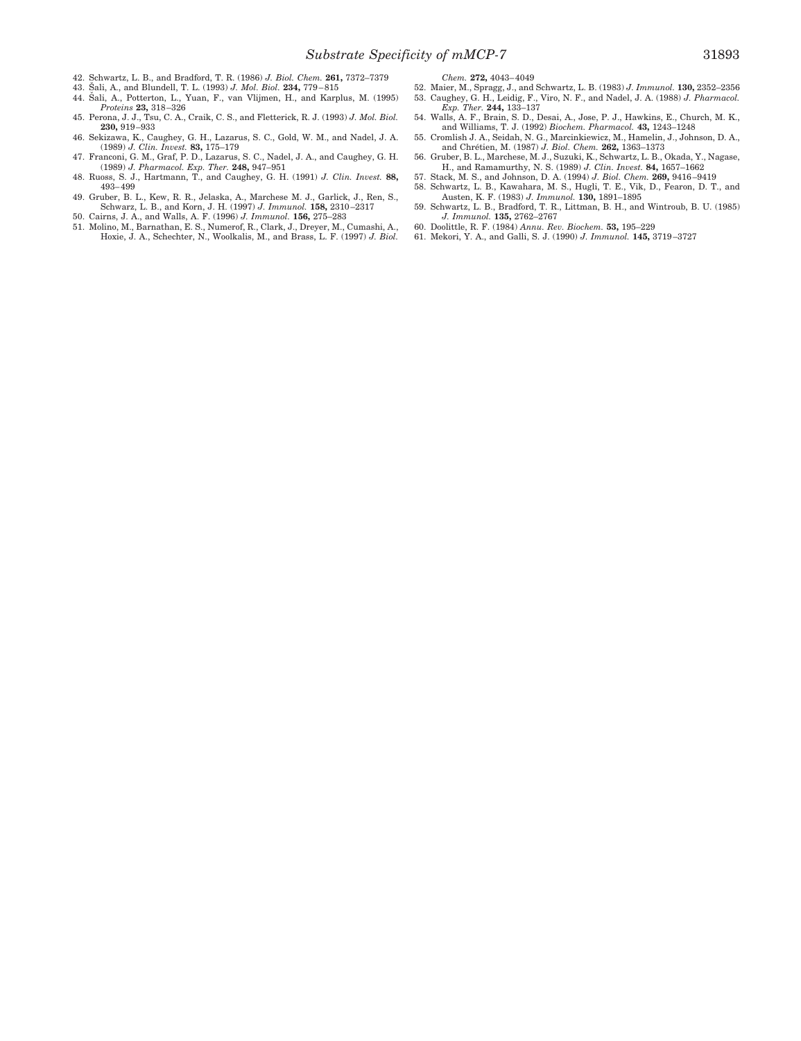42. Schwartz, L. B., and Bradford, T. R. (1986) *J. Biol. Chem.* **261,** 7372–7379
43. Šali, A., and Blundell, T. L. (1993) *J. Mol. Biol.* **234,** 779–815
44. Šali, A., Potterton, L., Yuan, F., van Vlijmen, H., and Karplus, M. (1995) *Proteins* **23,** 318–326
45. Perona, J. J., Tsu, C. A., Craik, C. S., and Fletterick, R. J. (1993) *J. Mol. Biol.* **230,** 919–933
46. Sekizawa, K., Caughey, G. H., Lazarus, S. C., Gold, W. M., and Nadel, J. A. (1989) *J. Clin. Invest.* **83,** 175–179
47. Franconi, G. M., Graf, P. D., Lazarus, S. C., Nadel, J. A., and Caughey, G. H. (1989) *J. Pharmacol. Exp. Ther.* **248,** 947–951
48. Ruoss, S. J., Hartmann, T., and Caughey, G. H. (1991) *J. Clin. Invest.* **88,** 493–499
49. Gruber, B. L., Kew, R. R., Jelaska, A., Marchese M. J., Garlick, J., Ren, S., Schwarz, L. B., and Korn, J. H. (1997) *J. Immunol.* **158,** 2310–2317
50. Cairns, J. A., and Walls, A. F. (1996) *J. Immunol.* **156,** 275–283
51. Molino, M., Barnathan, E. S., Numerof, R., Clark, J., Dreyer, M., Cumashi, A., Hoxie, J. A., Schechter, N., Woolkalis, M., and Brass, L. F. (1997) *J. Biol. Chem.* **272,** 4043–4049
52. Maier, M., Spragg, J., and Schwartz, L. B. (1983) *J. Immunol.* **130,** 2352–2356
53. Caughey, G. H., Leidig, F., Viro, N. F., and Nadel, J. A. (1988) *J. Pharmacol. Exp. Ther.* **244,** 133–137
54. Walls, A. F., Brain, S. D., Desai, A., Jose, P. J., Hawkins, E., Church, M. K., and Williams, T. J. (1992) *Biochem. Pharmacol.* **43,** 1243–1248
55. Cromlish J. A., Seidah, N. G., Marcinkiewicz, M., Hamelin, J., Johnson, D. A., and Chrétien, M. (1987) *J. Biol. Chem.* **262,** 1363–1373
56. Gruber, B. L., Marchese, M. J., Suzuki, K., Schwartz, L. B., Okada, Y., Nagase, H., and Ramamurthy, N. S. (1989) *J. Clin. Invest.* **84,** 1657–1662
57. Stack, M. S., and Johnson, D. A. (1994) *J. Biol. Chem.* **269,** 9416–9419
58. Schwartz, L. B., Kawahara, M. S., Hugli, T. E., Vik, D., Fearon, D. T., and Austen, K. F. (1983) *J. Immunol.* **130,** 1891–1895
59. Schwartz, L. B., Bradford, T. R., Littman, B. H., and Wintroub, B. U. (1985) *J. Immunol.* **135,** 2762–2767
60. Doolittle, R. F. (1984) *Annu. Rev. Biochem.* **53,** 195–229
61. Mekori, Y. A., and Galli, S. J. (1990) *J. Immunol.* **145,** 3719–3727